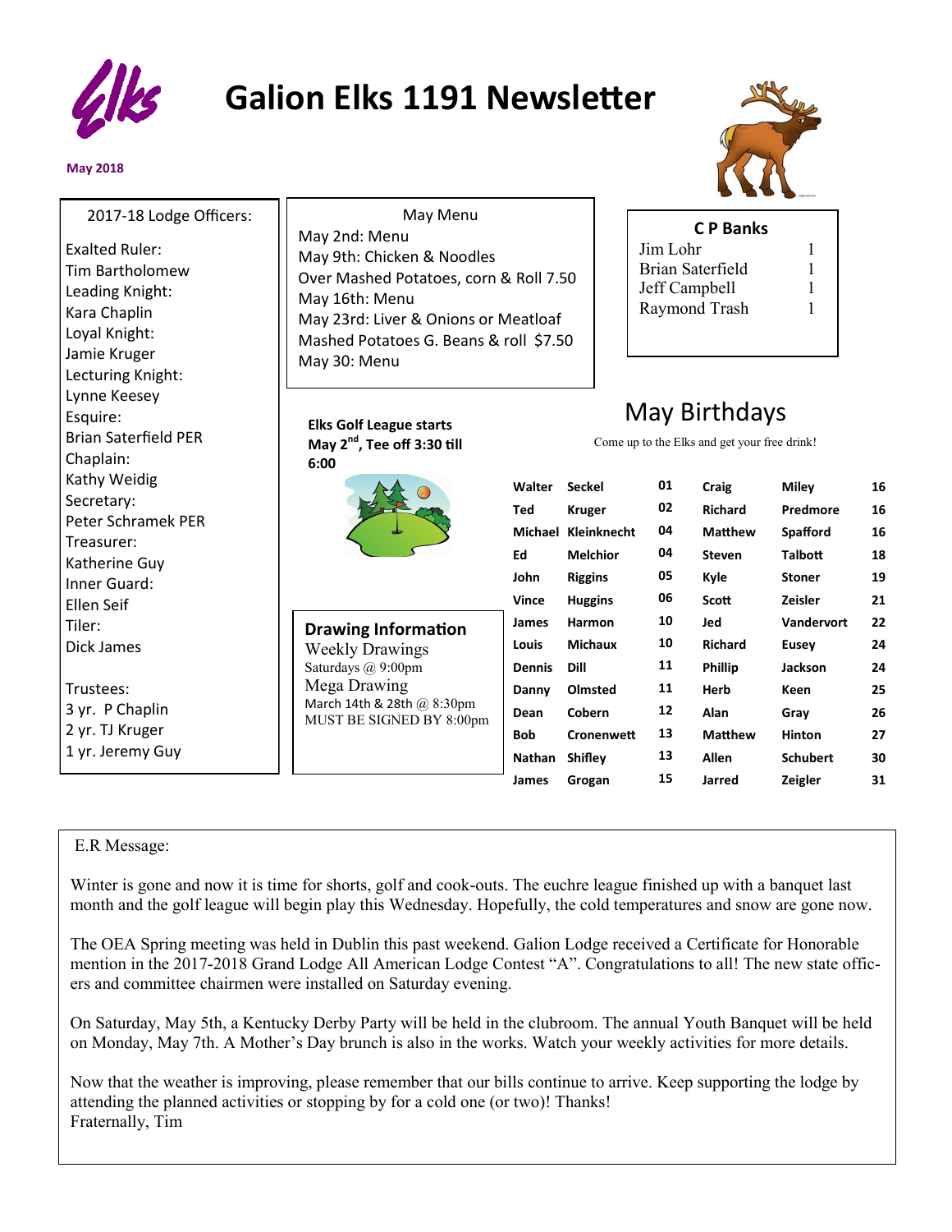# Galion Elks 1191 Newsletter

**May 2018**

2017-18 Lodge Officers:

Exalted Ruler:
Tim Bartholomew
Leading Knight:
Kara Chaplin
Loyal Knight:
Jamie Kruger
Lecturing Knight:
Lynne Keesey
Esquire:
Brian Saterfield PER
Chaplain:
Kathy Weidig
Secretary:
Peter Schramek PER
Treasurer:
Katherine Guy
Inner Guard:
Ellen Seif
Tiler:
Dick James

Trustees:
3 yr. P Chaplin
2 yr. TJ Kruger
1 yr. Jeremy Guy

May Menu

May 2nd: Menu
May 9th: Chicken & Noodles
Over Mashed Potatoes, corn & Roll 7.50
May 16th: Menu
May 23rd: Liver & Onions or Meatloaf
Mashed Potatoes G. Beans & roll $7.50
May 30: Menu

**C P Banks**

| | |
|---|---|
| Jim Lohr | 1 |
| Brian Saterfield | 1 |
| Jeff Campbell | 1 |
| Raymond Trash | 1 |

**Elks Golf League starts May 2nd, Tee off 3:30 till 6:00**

**Drawing Information**

Weekly Drawings
Saturdays @ 9:00pm
Mega Drawing
March 14th & 28th @ 8:30pm
MUST BE SIGNED BY 8:00pm

## May Birthdays

Come up to the Elks and get your free drink!

| | | | | | |
|---|---|---|---|---|---|
| **Walter** | **Seckel** | **01** | **Craig** | **Miley** | **16** |
| **Ted** | **Kruger** | **02** | **Richard** | **Predmore** | **16** |
| **Michael** | **Kleinknecht** | **04** | **Matthew** | **Spafford** | **16** |
| **Ed** | **Melchior** | **04** | **Steven** | **Talbott** | **18** |
| **John** | **Riggins** | **05** | **Kyle** | **Stoner** | **19** |
| **Vince** | **Huggins** | **06** | **Scott** | **Zeisler** | **21** |
| **James** | **Harmon** | **10** | **Jed** | **Vandervort** | **22** |
| **Louis** | **Michaux** | **10** | **Richard** | **Eusey** | **24** |
| **Dennis** | **Dill** | **11** | **Phillip** | **Jackson** | **24** |
| **Danny** | **Olmsted** | **11** | **Herb** | **Keen** | **25** |
| **Dean** | **Cobern** | **12** | **Alan** | **Gray** | **26** |
| **Bob** | **Cronenwett** | **13** | **Matthew** | **Hinton** | **27** |
| **Nathan** | **Shifley** | **13** | **Allen** | **Schubert** | **30** |
| **James** | **Grogan** | **15** | **Jarred** | **Zeigler** | **31** |

E.R Message:

Winter is gone and now it is time for shorts, golf and cook-outs. The euchre league finished up with a banquet last month and the golf league will begin play this Wednesday. Hopefully, the cold temperatures and snow are gone now.

The OEA Spring meeting was held in Dublin this past weekend. Galion Lodge received a Certificate for Honorable mention in the 2017-2018 Grand Lodge All American Lodge Contest “A”. Congratulations to all! The new state officers and committee chairmen were installed on Saturday evening.

On Saturday, May 5th, a Kentucky Derby Party will be held in the clubroom. The annual Youth Banquet will be held on Monday, May 7th. A Mother’s Day brunch is also in the works. Watch your weekly activities for more details.

Now that the weather is improving, please remember that our bills continue to arrive. Keep supporting the lodge by attending the planned activities or stopping by for a cold one (or two)! Thanks!
Fraternally, Tim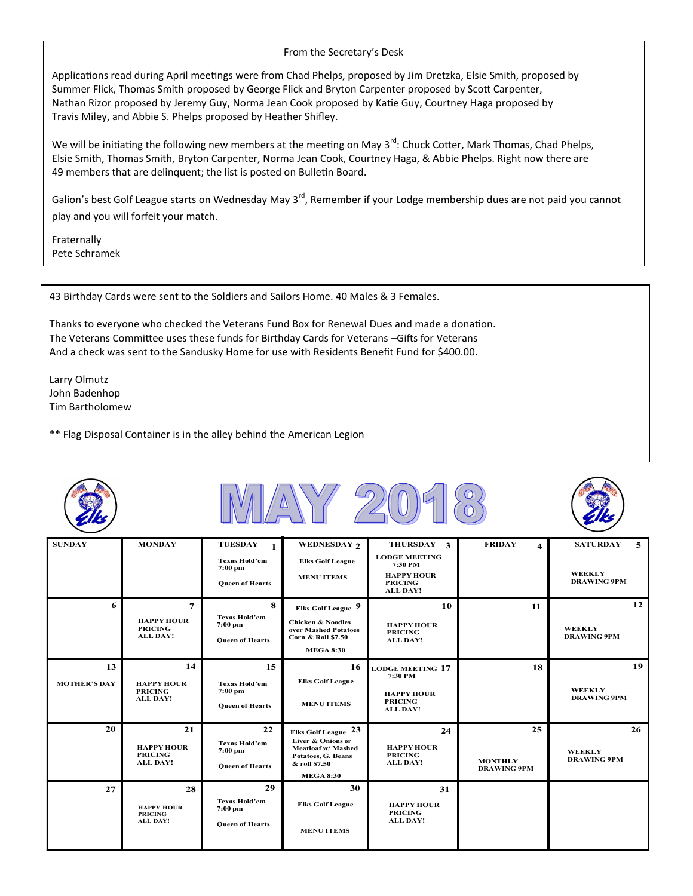From the Secretary's Desk

Applications read during April meetings were from Chad Phelps, proposed by Jim Dretzka, Elsie Smith, proposed by Summer Flick, Thomas Smith proposed by George Flick and Bryton Carpenter proposed by Scott Carpenter, Nathan Rizor proposed by Jeremy Guy, Norma Jean Cook proposed by Katie Guy, Courtney Haga proposed by Travis Miley, and Abbie S. Phelps proposed by Heather Shifley.

We will be initiating the following new members at the meeting on May 3rd: Chuck Cotter, Mark Thomas, Chad Phelps, Elsie Smith, Thomas Smith, Bryton Carpenter, Norma Jean Cook, Courtney Haga, & Abbie Phelps. Right now there are 49 members that are delinquent; the list is posted on Bulletin Board.

Galion's best Golf League starts on Wednesday May 3rd, Remember if your Lodge membership dues are not paid you cannot play and you will forfeit your match.

Fraternally
Pete Schramek

43 Birthday Cards were sent to the Soldiers and Sailors Home. 40 Males & 3 Females.

Thanks to everyone who checked the Veterans Fund Box for Renewal Dues and made a donation.
The Veterans Committee uses these funds for Birthday Cards for Veterans –Gifts for Veterans
And a check was sent to the Sandusky Home for use with Residents Benefit Fund for $400.00.

Larry Olmutz
John Badenhop
Tim Bartholomew

** Flag Disposal Container is in the alley behind the American Legion

# MAY 2018

| SUNDAY | MONDAY | TUESDAY | WEDNESDAY | THURSDAY | FRIDAY | SATURDAY |
|---|---|---|---|---|---|---|
| | | 1 Texas Hold'em 7:00 pm Queen of Hearts | 2 Elks Golf League MENU ITEMS | 3 LODGE MEETING 7:30 PM HAPPY HOUR PRICING ALL DAY! | 4 | 5 WEEKLY DRAWING 9PM |
| 6 | 7 HAPPY HOUR PRICING ALL DAY! | 8 Texas Hold'em 7:00 pm Queen of Hearts | 9 Elks Golf League Chicken & Noodles over Mashed Potatoes Corn & Roll $7.50 MEGA 8:30 | 10 HAPPY HOUR PRICING ALL DAY! | 11 | 12 WEEKLY DRAWING 9PM |
| 13 MOTHER'S DAY | 14 HAPPY HOUR PRICING ALL DAY! | 15 Texas Hold'em 7:00 pm Queen of Hearts | 16 Elks Golf League MENU ITEMS | 17 LODGE MEETING 7:30 PM HAPPY HOUR PRICING ALL DAY! | 18 | 19 WEEKLY DRAWING 9PM |
| 20 | 21 HAPPY HOUR PRICING ALL DAY! | 22 Texas Hold'em 7:00 pm Queen of Hearts | 23 Elks Golf League Liver & Onions or Meatloaf w/ Mashed Potatoes, G. Beans & roll $7.50 MEGA 8:30 | 24 HAPPY HOUR PRICING ALL DAY! | 25 MONTHLY DRAWING 9PM | 26 WEEKLY DRAWING 9PM |
| 27 | 28 HAPPY HOUR PRICING ALL DAY! | 29 Texas Hold'em 7:00 pm Queen of Hearts | 30 Elks Golf League MENU ITEMS | 31 HAPPY HOUR PRICING ALL DAY! | | |